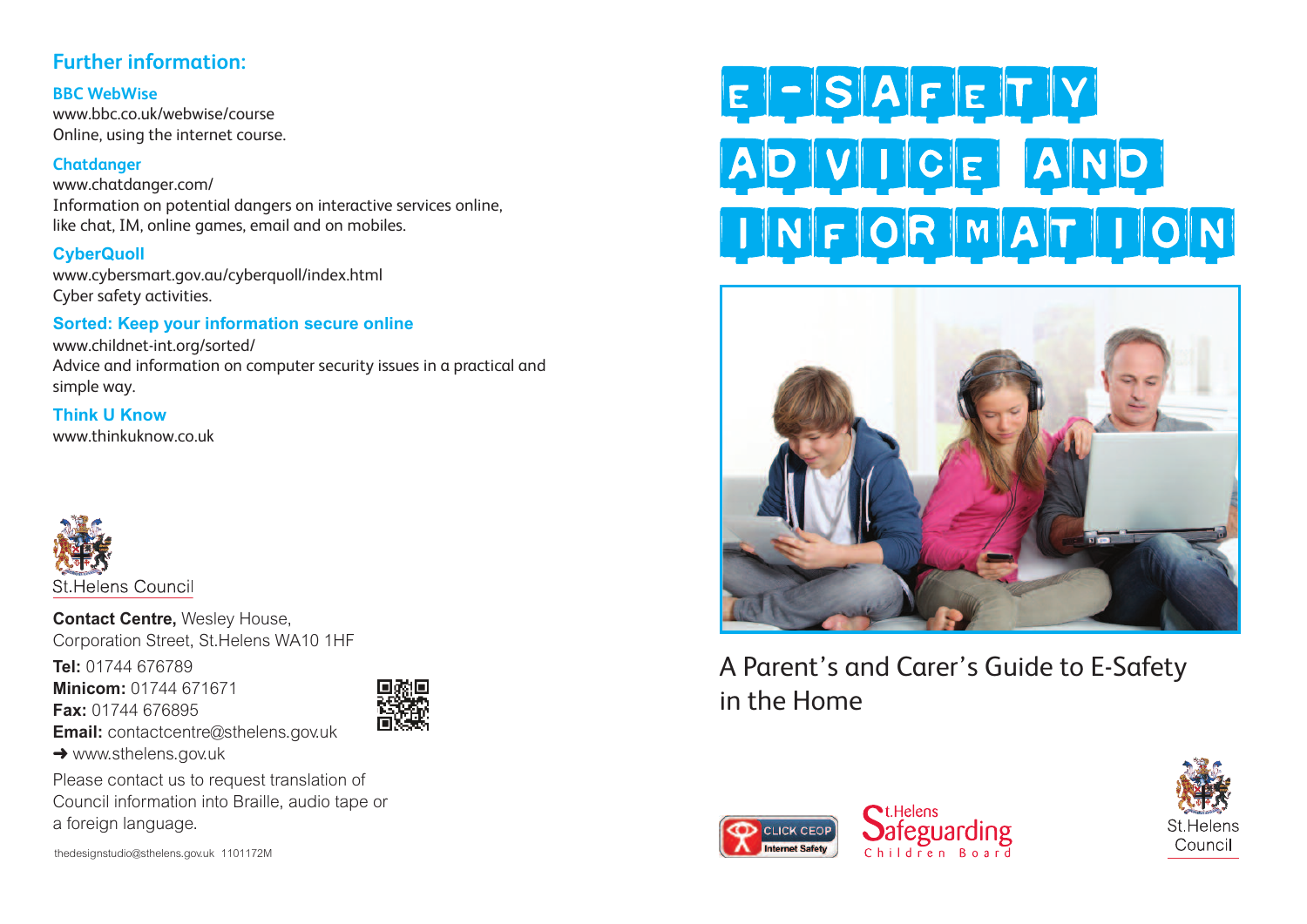## Further information:

**BBC WebWise**
www.bbc.co.uk/webwise/course
Online, using the internet course.

**Chatdanger**
www.chatdanger.com/
Information on potential dangers on interactive services online, like chat, IM, online games, email and on mobiles.

**CyberQuoll**
www.cybersmart.gov.au/cyberquoll/index.html
Cyber safety activities.

**Sorted: Keep your information secure online**
www.childnet-int.org/sorted/
Advice and information on computer security issues in a practical and simple way.

**Think U Know**
www.thinkuknow.co.uk

St.Helens Council

**Contact Centre,** Wesley House,
Corporation Street, St.Helens WA10 1HF

**Tel:** 01744 676789
**Minicom:** 01744 671671
**Fax:** 01744 676895
**Email:** contactcentre@sthelens.gov.uk
➜ www.sthelens.gov.uk

Please contact us to request translation of Council information into Braille, audio tape or a foreign language.

thedesignstudio@sthelens.gov.uk 1101172M

# E-SAFETY ADVICE AND INFORMATION

A Parent's and Carer's Guide to E-Safety in the Home

CLICK CEOP Internet Safety

St.Helens Safeguarding Children Board

St.Helens Council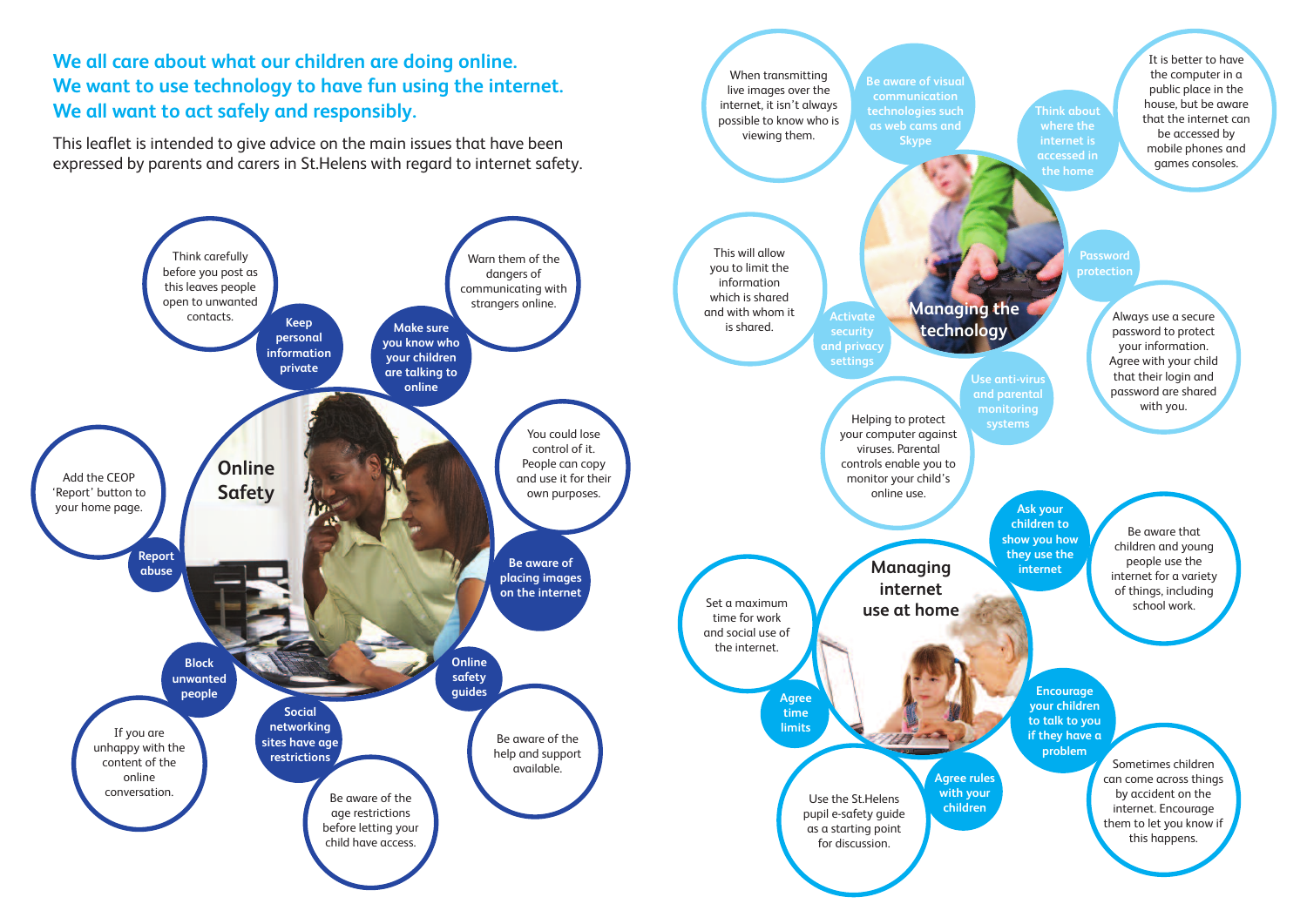**We all care about what our children are doing online.**
**We want to use technology to have fun using the internet.**
**We all want to act safely and responsibly.**

This leaflet is intended to give advice on the main issues that have been expressed by parents and carers in St.Helens with regard to internet safety.

## Online Safety

**Keep personal information private**

Think carefully before you post as this leaves people open to unwanted contacts.

**Make sure you know who your children are talking to online**

Warn them of the dangers of communicating with strangers online.

**Be aware of placing images on the internet**

You could lose control of it. People can copy and use it for their own purposes.

**Online safety guides**

Be aware of the help and support available.

**Social networking sites have age restrictions**

Be aware of the age restrictions before letting your child have access.

**Block unwanted people**

If you are unhappy with the content of the online conversation.

**Report abuse**

Add the CEOP 'Report' button to your home page.

## Managing the technology

**Be aware of visual communication technologies such as web cams and Skype**

When transmitting live images over the internet, it isn't always possible to know who is viewing them.

**Think about where the internet is accessed in the home**

It is better to have the computer in a public place in the house, but be aware that the internet can be accessed by mobile phones and games consoles.

**Password protection**

Always use a secure password to protect your information. Agree with your child that their login and password are shared with you.

**Use anti-virus and parental monitoring systems**

Helping to protect your computer against viruses. Parental controls enable you to monitor your child's online use.

**Activate security and privacy settings**

This will allow you to limit the information which is shared and with whom it is shared.

## Managing internet use at home

**Ask your children to show you how they use the internet**

Be aware that children and young people use the internet for a variety of things, including school work.

**Encourage your children to talk to you if they have a problem**

Sometimes children can come across things by accident on the internet. Encourage them to let you know if this happens.

**Agree rules with your children**

Use the St.Helens pupil e-safety guide as a starting point for discussion.

**Agree time limits**

Set a maximum time for work and social use of the internet.